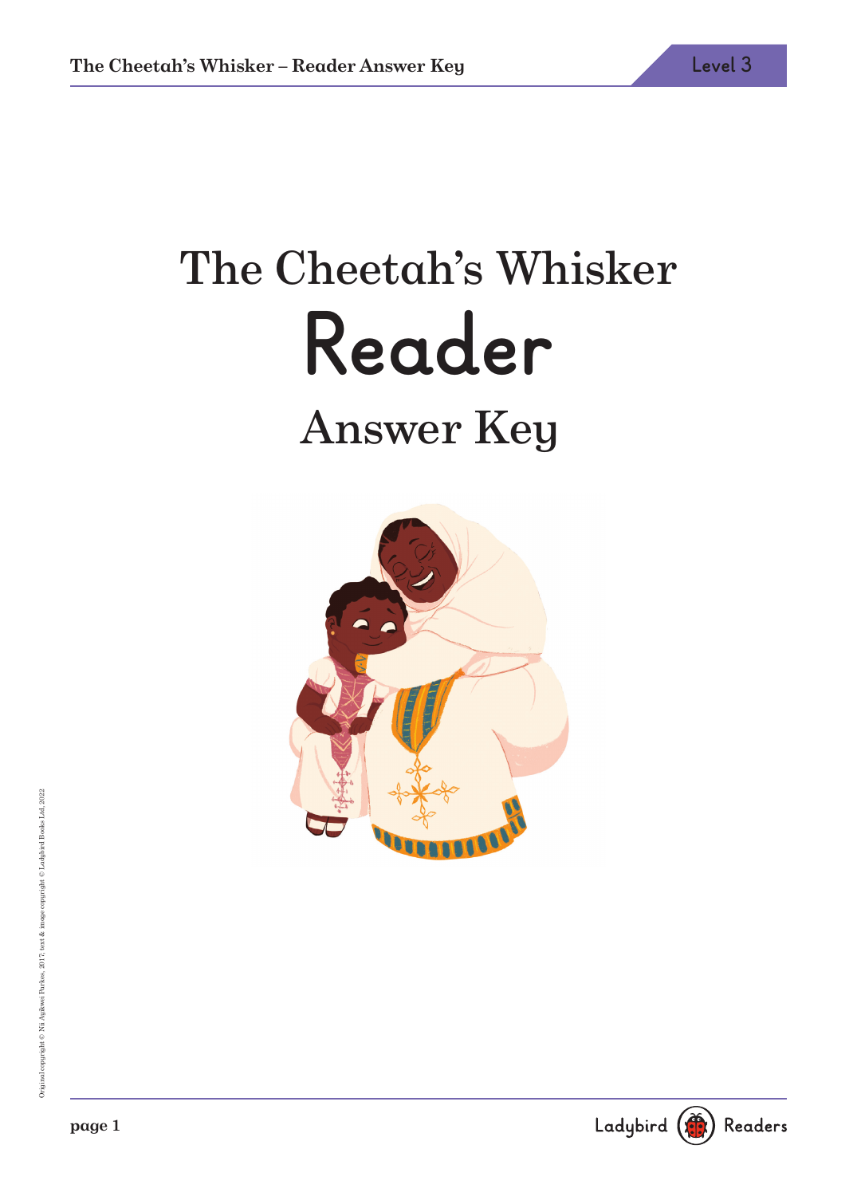# The Cheetah's Whisker

# Reader

## Answer Key

Original copyright © Nii Ayikwei Parkes, 2017; text & image copyright © Ladybird Books Ltd, 2022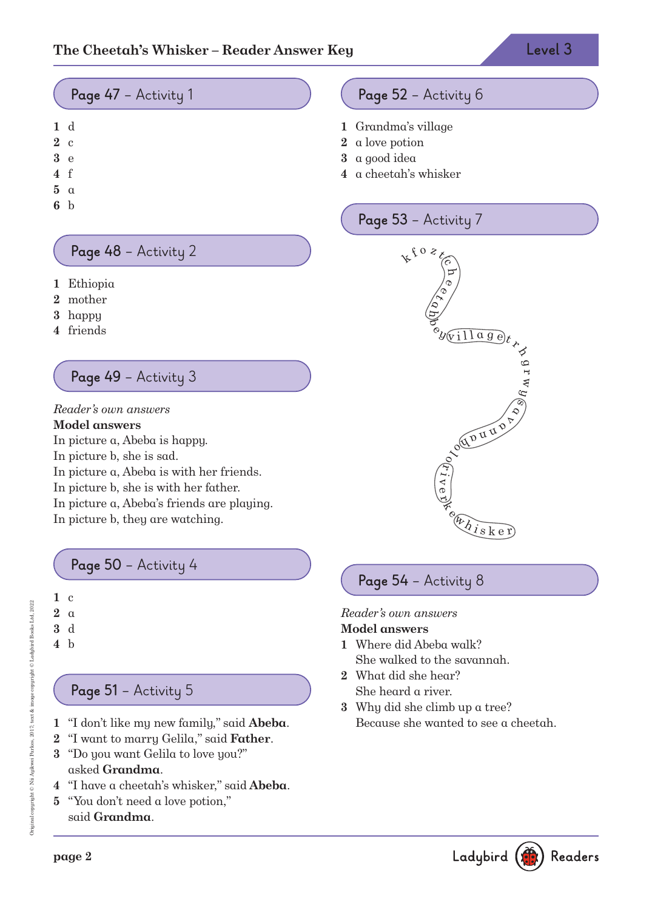## Page 47 – Activity 1

1 d
2 c
3 e
4 f
5 a
6 b

## Page 48 – Activity 2

1 Ethiopia
2 mother
3 happy
4 friends

## Page 49 – Activity 3

*Reader's own answers*
**Model answers**
In picture a, Abeba is happy.
In picture b, she is sad.
In picture a, Abeba is with her friends.
In picture b, she is with her father.
In picture a, Abeba's friends are playing.
In picture b, they are watching.

## Page 50 – Activity 4

1 c
2 a
3 d
4 b

## Page 51 – Activity 5

1 "I don't like my new family," said **Abeba**.
2 "I want to marry Gelila," said **Father**.
3 "Do you want Gelila to love you?" asked **Grandma**.
4 "I have a cheetah's whisker," said **Abeba**.
5 "You don't need a love potion," said **Grandma**.

## Page 52 – Activity 6

1 Grandma's village
2 a love potion
3 a good idea
4 a cheetah's whisker

## Page 53 – Activity 7

kfozt(cheetah)bey(village)trhgrwy(savannah)olo(river)ke(whisker)

## Page 54 – Activity 8

*Reader's own answers*
**Model answers**
1 Where did Abeba walk?
She walked to the savannah.
2 What did she hear?
She heard a river.
3 Why did she climb up a tree?
Because she wanted to see a cheetah.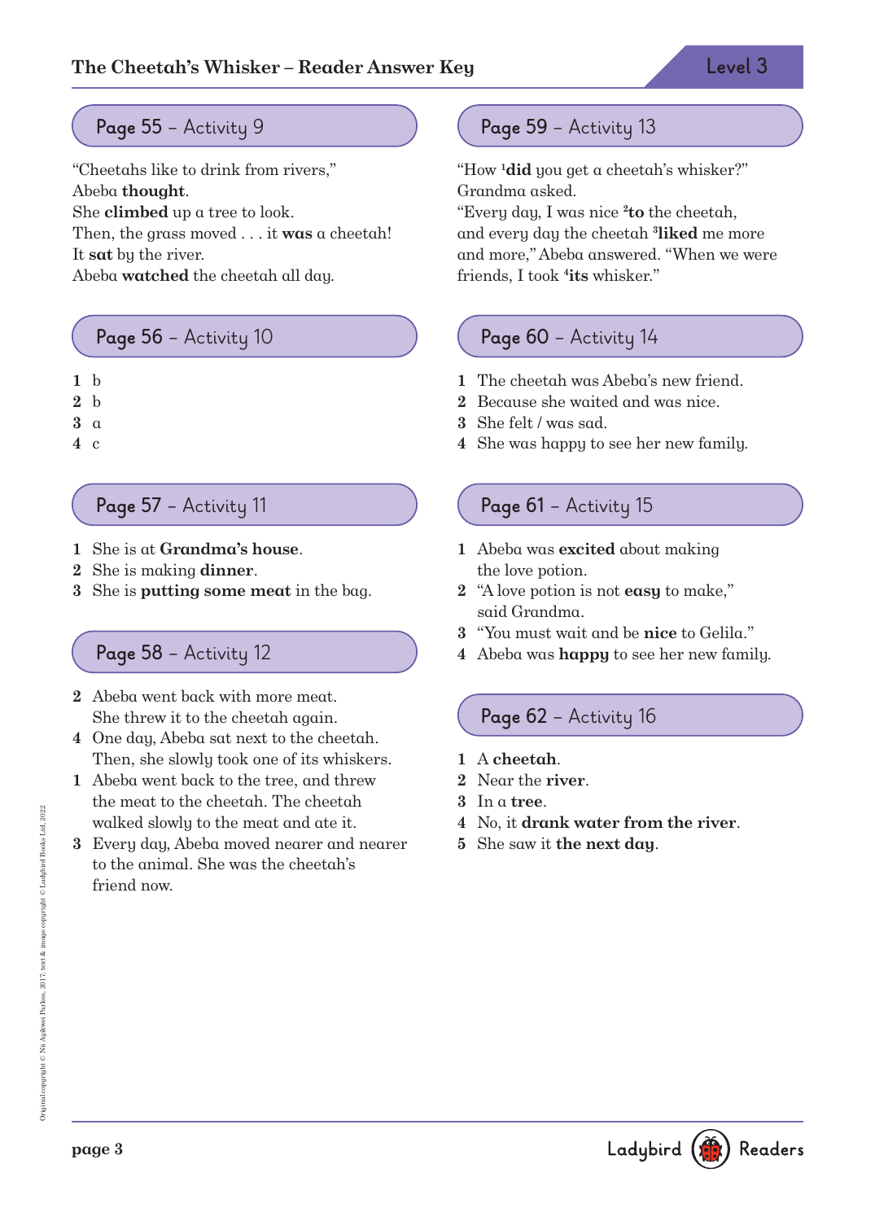## Page 55 – Activity 9

"Cheetahs like to drink from rivers,"
Abeba **thought**.
She **climbed** up a tree to look.
Then, the grass moved . . . it **was** a cheetah!
It **sat** by the river.
Abeba **watched** the cheetah all day.

## Page 56 – Activity 10

1 b
2 b
3 a
4 c

## Page 57 – Activity 11

1 She is at **Grandma's house**.
2 She is making **dinner**.
3 She is **putting some meat** in the bag.

## Page 58 – Activity 12

2 Abeba went back with more meat. She threw it to the cheetah again.
4 One day, Abeba sat next to the cheetah. Then, she slowly took one of its whiskers.
1 Abeba went back to the tree, and threw the meat to the cheetah. The cheetah walked slowly to the meat and ate it.
3 Every day, Abeba moved nearer and nearer to the animal. She was the cheetah's friend now.

## Page 59 – Activity 13

"How [1]**did** you get a cheetah's whisker?" Grandma asked.
"Every day, I was nice [2]**to** the cheetah, and every day the cheetah [3]**liked** me more and more," Abeba answered. "When we were friends, I took [4]**its** whisker."

## Page 60 – Activity 14

1 The cheetah was Abeba's new friend.
2 Because she waited and was nice.
3 She felt / was sad.
4 She was happy to see her new family.

## Page 61 – Activity 15

1 Abeba was **excited** about making the love potion.
2 "A love potion is not **easy** to make," said Grandma.
3 "You must wait and be **nice** to Gelila."
4 Abeba was **happy** to see her new family.

## Page 62 – Activity 16

1 A **cheetah**.
2 Near the **river**.
3 In a **tree**.
4 No, it **drank water from the river**.
5 She saw it **the next day**.